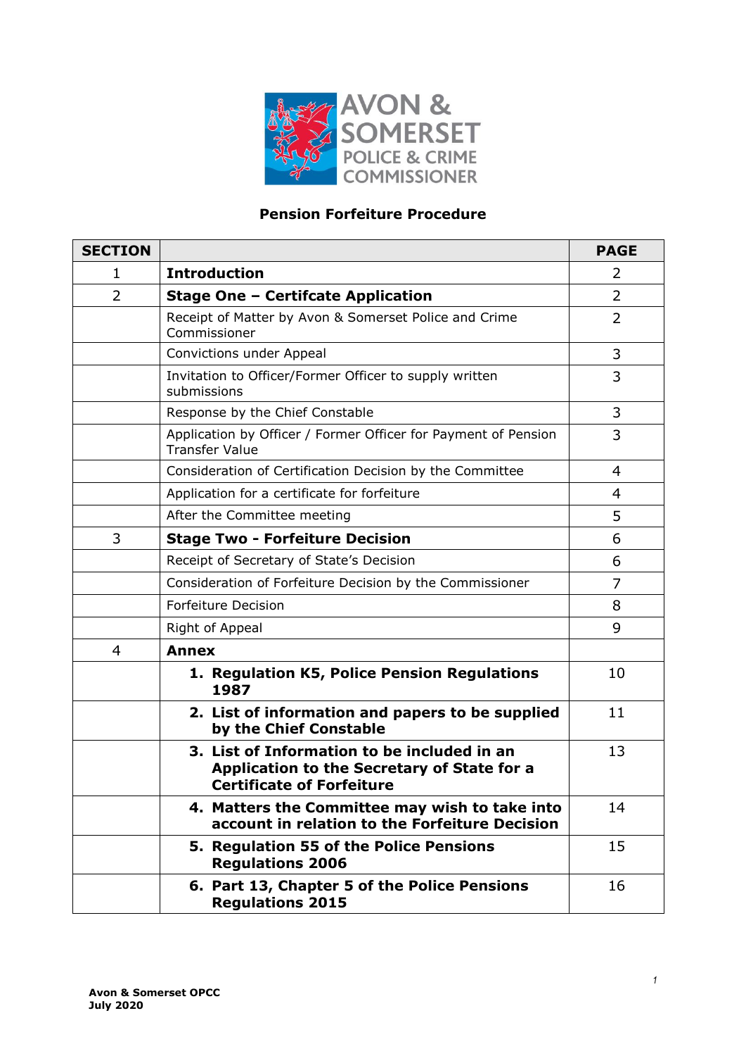AVON & SOMERSET POLICE & CRIME COMMISSIONER

# Pension Forfeiture Procedure

| SECTION | | PAGE |
|---|---|---|
| 1 | **Introduction** | 2 |
| 2 | **Stage One – Certifcate Application** | 2 |
| | Receipt of Matter by Avon & Somerset Police and Crime Commissioner | 2 |
| | Convictions under Appeal | 3 |
| | Invitation to Officer/Former Officer to supply written submissions | 3 |
| | Response by the Chief Constable | 3 |
| | Application by Officer / Former Officer for Payment of Pension Transfer Value | 3 |
| | Consideration of Certification Decision by the Committee | 4 |
| | Application for a certificate for forfeiture | 4 |
| | After the Committee meeting | 5 |
| 3 | **Stage Two - Forfeiture Decision** | 6 |
| | Receipt of Secretary of State's Decision | 6 |
| | Consideration of Forfeiture Decision by the Commissioner | 7 |
| | Forfeiture Decision | 8 |
| | Right of Appeal | 9 |
| 4 | **Annex** | |
| | **1. Regulation K5, Police Pension Regulations 1987** | 10 |
| | **2. List of information and papers to be supplied by the Chief Constable** | 11 |
| | **3. List of Information to be included in an Application to the Secretary of State for a Certificate of Forfeiture** | 13 |
| | **4. Matters the Committee may wish to take into account in relation to the Forfeiture Decision** | 14 |
| | **5. Regulation 55 of the Police Pensions Regulations 2006** | 15 |
| | **6. Part 13, Chapter 5 of the Police Pensions Regulations 2015** | 16 |

**Avon & Somerset OPCC**
**July 2020**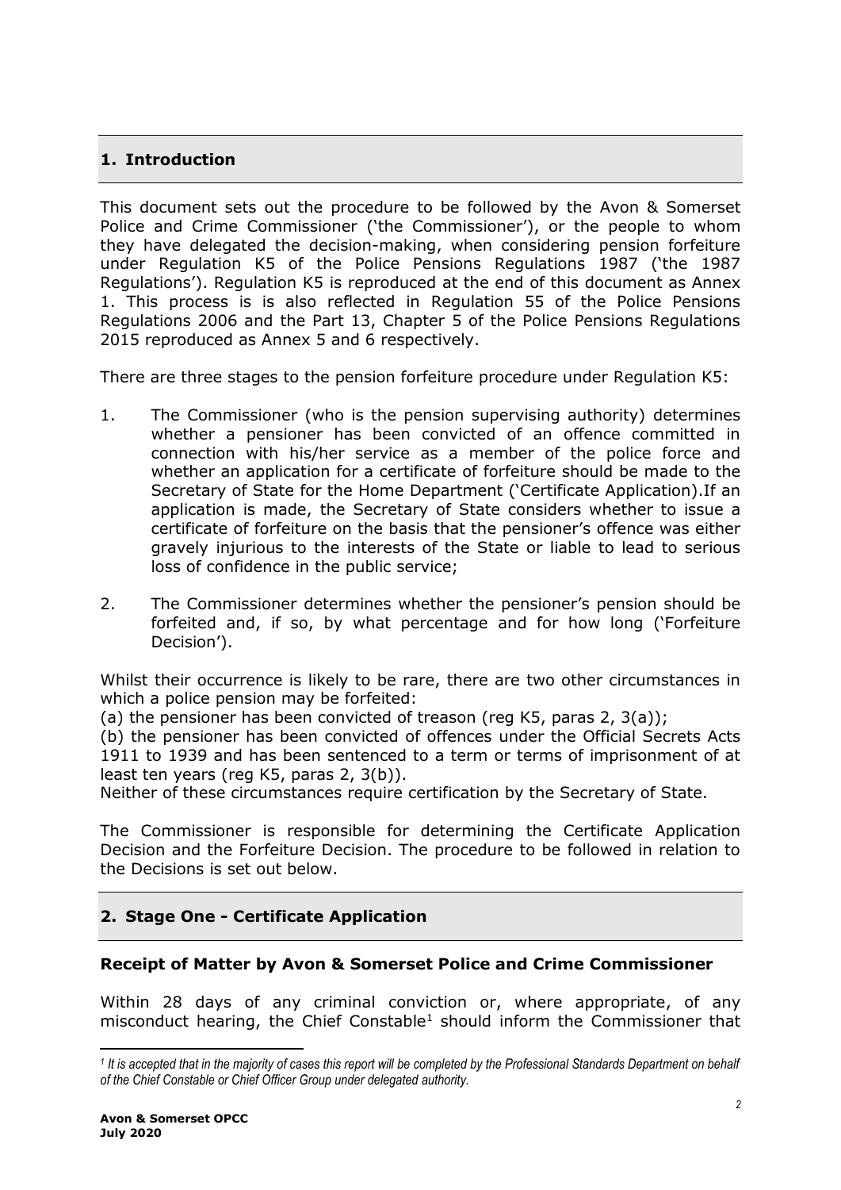## 1. Introduction

This document sets out the procedure to be followed by the Avon & Somerset Police and Crime Commissioner ('the Commissioner'), or the people to whom they have delegated the decision-making, when considering pension forfeiture under Regulation K5 of the Police Pensions Regulations 1987 ('the 1987 Regulations'). Regulation K5 is reproduced at the end of this document as Annex 1. This process is is also reflected in Regulation 55 of the Police Pensions Regulations 2006 and the Part 13, Chapter 5 of the Police Pensions Regulations 2015 reproduced as Annex 5 and 6 respectively.

There are three stages to the pension forfeiture procedure under Regulation K5:

1. The Commissioner (who is the pension supervising authority) determines whether a pensioner has been convicted of an offence committed in connection with his/her service as a member of the police force and whether an application for a certificate of forfeiture should be made to the Secretary of State for the Home Department ('Certificate Application).If an application is made, the Secretary of State considers whether to issue a certificate of forfeiture on the basis that the pensioner's offence was either gravely injurious to the interests of the State or liable to lead to serious loss of confidence in the public service;

2. The Commissioner determines whether the pensioner's pension should be forfeited and, if so, by what percentage and for how long ('Forfeiture Decision').

Whilst their occurrence is likely to be rare, there are two other circumstances in which a police pension may be forfeited:

(a) the pensioner has been convicted of treason (reg K5, paras 2, 3(a));

(b) the pensioner has been convicted of offences under the Official Secrets Acts 1911 to 1939 and has been sentenced to a term or terms of imprisonment of at least ten years (reg K5, paras 2, 3(b)).

Neither of these circumstances require certification by the Secretary of State.

The Commissioner is responsible for determining the Certificate Application Decision and the Forfeiture Decision. The procedure to be followed in relation to the Decisions is set out below.

## 2. Stage One - Certificate Application

### Receipt of Matter by Avon & Somerset Police and Crime Commissioner

Within 28 days of any criminal conviction or, where appropriate, of any misconduct hearing, the Chief Constable[1] should inform the Commissioner that

[1] *It is accepted that in the majority of cases this report will be completed by the Professional Standards Department on behalf of the Chief Constable or Chief Officer Group under delegated authority.*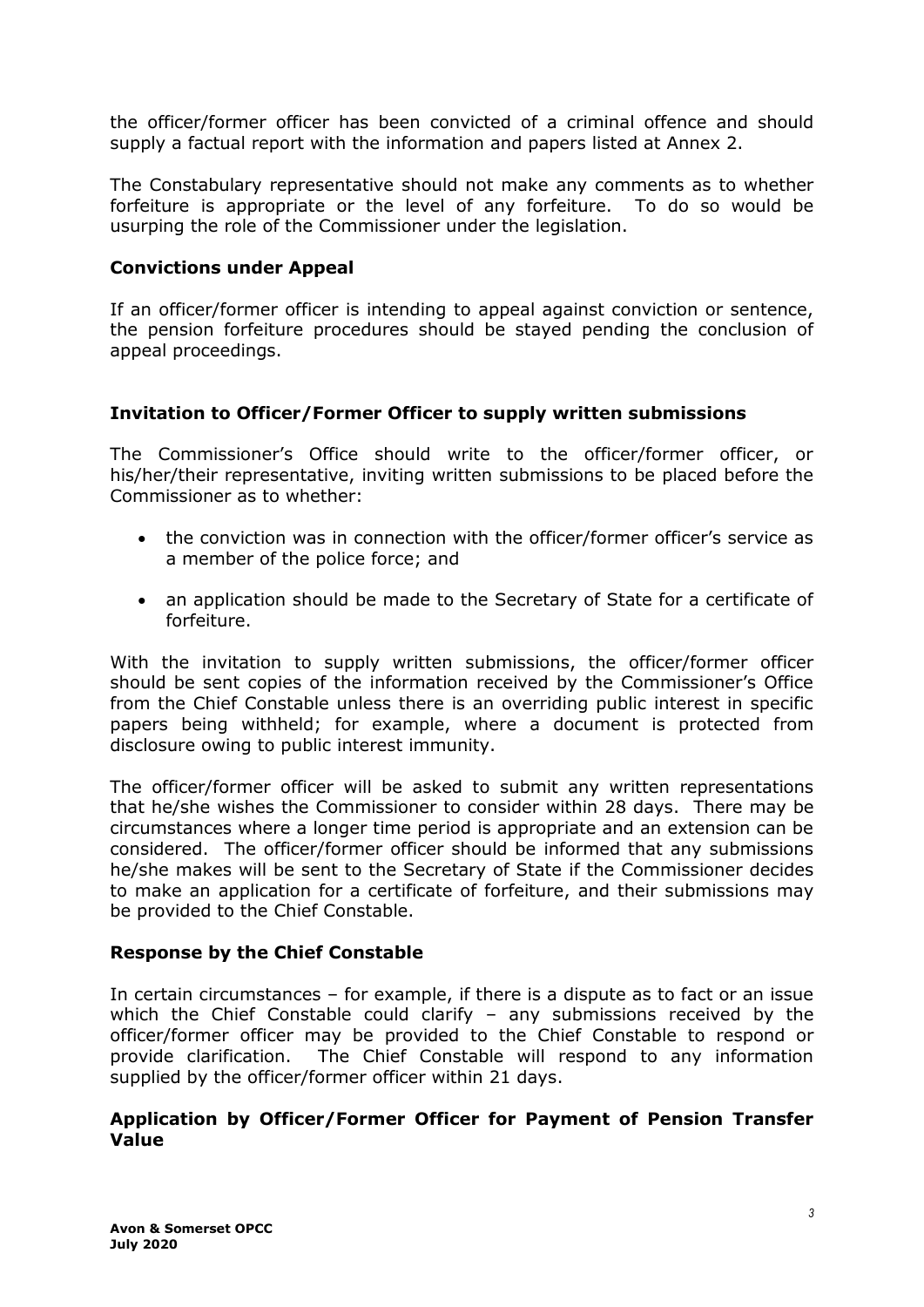the officer/former officer has been convicted of a criminal offence and should supply a factual report with the information and papers listed at Annex 2.

The Constabulary representative should not make any comments as to whether forfeiture is appropriate or the level of any forfeiture. To do so would be usurping the role of the Commissioner under the legislation.

**Convictions under Appeal**

If an officer/former officer is intending to appeal against conviction or sentence, the pension forfeiture procedures should be stayed pending the conclusion of appeal proceedings.

**Invitation to Officer/Former Officer to supply written submissions**

The Commissioner's Office should write to the officer/former officer, or his/her/their representative, inviting written submissions to be placed before the Commissioner as to whether:

- the conviction was in connection with the officer/former officer's service as a member of the police force; and
- an application should be made to the Secretary of State for a certificate of forfeiture.

With the invitation to supply written submissions, the officer/former officer should be sent copies of the information received by the Commissioner's Office from the Chief Constable unless there is an overriding public interest in specific papers being withheld; for example, where a document is protected from disclosure owing to public interest immunity.

The officer/former officer will be asked to submit any written representations that he/she wishes the Commissioner to consider within 28 days. There may be circumstances where a longer time period is appropriate and an extension can be considered. The officer/former officer should be informed that any submissions he/she makes will be sent to the Secretary of State if the Commissioner decides to make an application for a certificate of forfeiture, and their submissions may be provided to the Chief Constable.

**Response by the Chief Constable**

In certain circumstances – for example, if there is a dispute as to fact or an issue which the Chief Constable could clarify – any submissions received by the officer/former officer may be provided to the Chief Constable to respond or provide clarification. The Chief Constable will respond to any information supplied by the officer/former officer within 21 days.

**Application by Officer/Former Officer for Payment of Pension Transfer Value**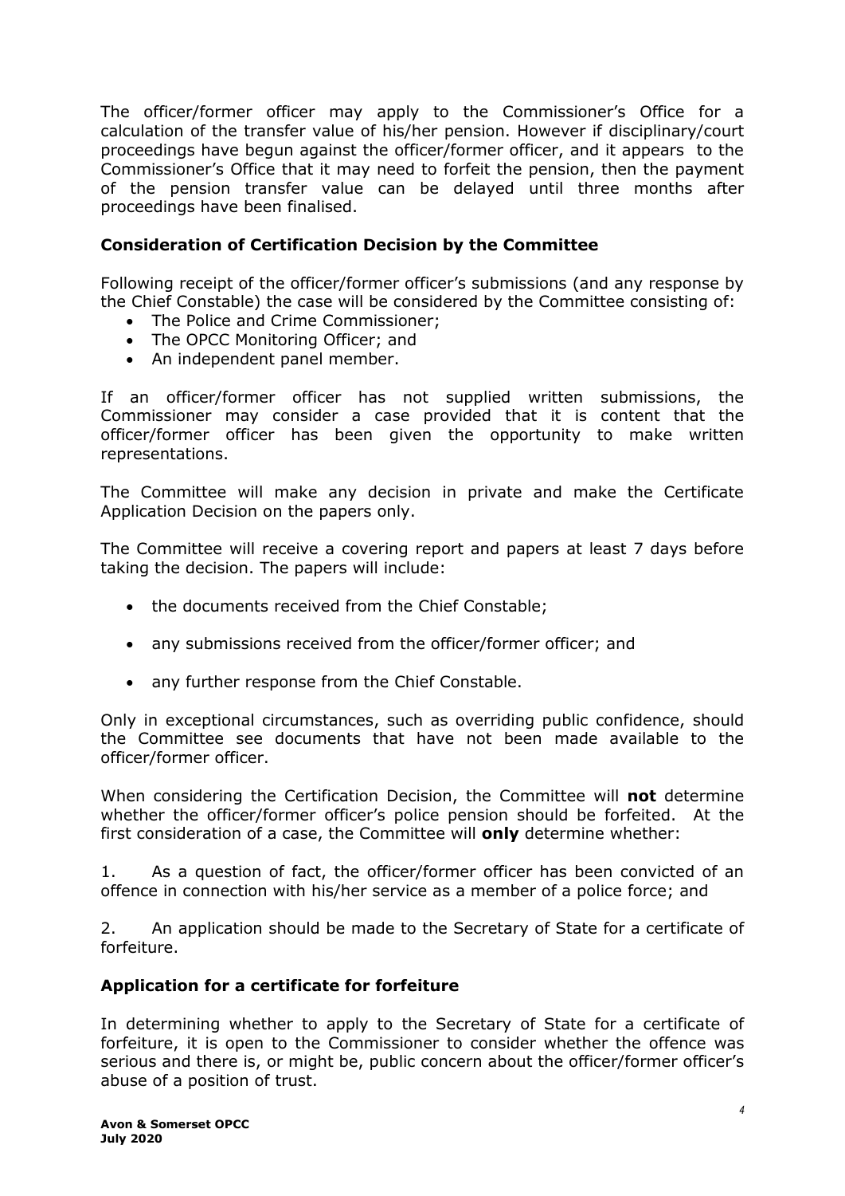The officer/former officer may apply to the Commissioner's Office for a calculation of the transfer value of his/her pension. However if disciplinary/court proceedings have begun against the officer/former officer, and it appears to the Commissioner's Office that it may need to forfeit the pension, then the payment of the pension transfer value can be delayed until three months after proceedings have been finalised.

### Consideration of Certification Decision by the Committee

Following receipt of the officer/former officer's submissions (and any response by the Chief Constable) the case will be considered by the Committee consisting of:

- The Police and Crime Commissioner;
- The OPCC Monitoring Officer; and
- An independent panel member.

If an officer/former officer has not supplied written submissions, the Commissioner may consider a case provided that it is content that the officer/former officer has been given the opportunity to make written representations.

The Committee will make any decision in private and make the Certificate Application Decision on the papers only.

The Committee will receive a covering report and papers at least 7 days before taking the decision. The papers will include:

- the documents received from the Chief Constable;
- any submissions received from the officer/former officer; and
- any further response from the Chief Constable.

Only in exceptional circumstances, such as overriding public confidence, should the Committee see documents that have not been made available to the officer/former officer.

When considering the Certification Decision, the Committee will **not** determine whether the officer/former officer's police pension should be forfeited. At the first consideration of a case, the Committee will **only** determine whether:

1. As a question of fact, the officer/former officer has been convicted of an offence in connection with his/her service as a member of a police force; and

2. An application should be made to the Secretary of State for a certificate of forfeiture.

### Application for a certificate for forfeiture

In determining whether to apply to the Secretary of State for a certificate of forfeiture, it is open to the Commissioner to consider whether the offence was serious and there is, or might be, public concern about the officer/former officer's abuse of a position of trust.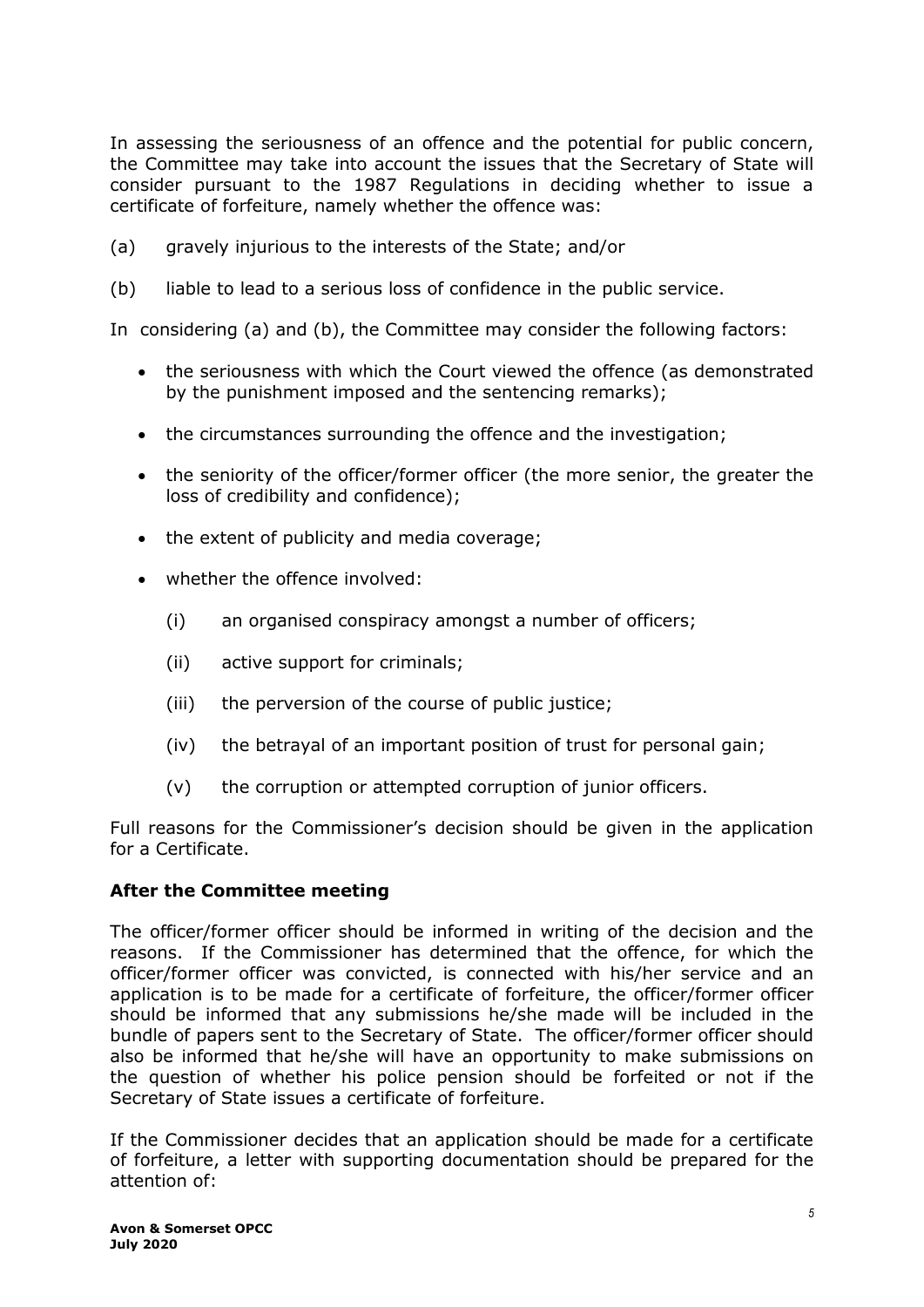In assessing the seriousness of an offence and the potential for public concern, the Committee may take into account the issues that the Secretary of State will consider pursuant to the 1987 Regulations in deciding whether to issue a certificate of forfeiture, namely whether the offence was:

(a) gravely injurious to the interests of the State; and/or

(b) liable to lead to a serious loss of confidence in the public service.

In considering (a) and (b), the Committee may consider the following factors:

- the seriousness with which the Court viewed the offence (as demonstrated by the punishment imposed and the sentencing remarks);
- the circumstances surrounding the offence and the investigation;
- the seniority of the officer/former officer (the more senior, the greater the loss of credibility and confidence);
- the extent of publicity and media coverage;
- whether the offence involved:
  - (i) an organised conspiracy amongst a number of officers;
  - (ii) active support for criminals;
  - (iii) the perversion of the course of public justice;
  - (iv) the betrayal of an important position of trust for personal gain;
  - (v) the corruption or attempted corruption of junior officers.

Full reasons for the Commissioner's decision should be given in the application for a Certificate.

### After the Committee meeting

The officer/former officer should be informed in writing of the decision and the reasons. If the Commissioner has determined that the offence, for which the officer/former officer was convicted, is connected with his/her service and an application is to be made for a certificate of forfeiture, the officer/former officer should be informed that any submissions he/she made will be included in the bundle of papers sent to the Secretary of State. The officer/former officer should also be informed that he/she will have an opportunity to make submissions on the question of whether his police pension should be forfeited or not if the Secretary of State issues a certificate of forfeiture.

If the Commissioner decides that an application should be made for a certificate of forfeiture, a letter with supporting documentation should be prepared for the attention of: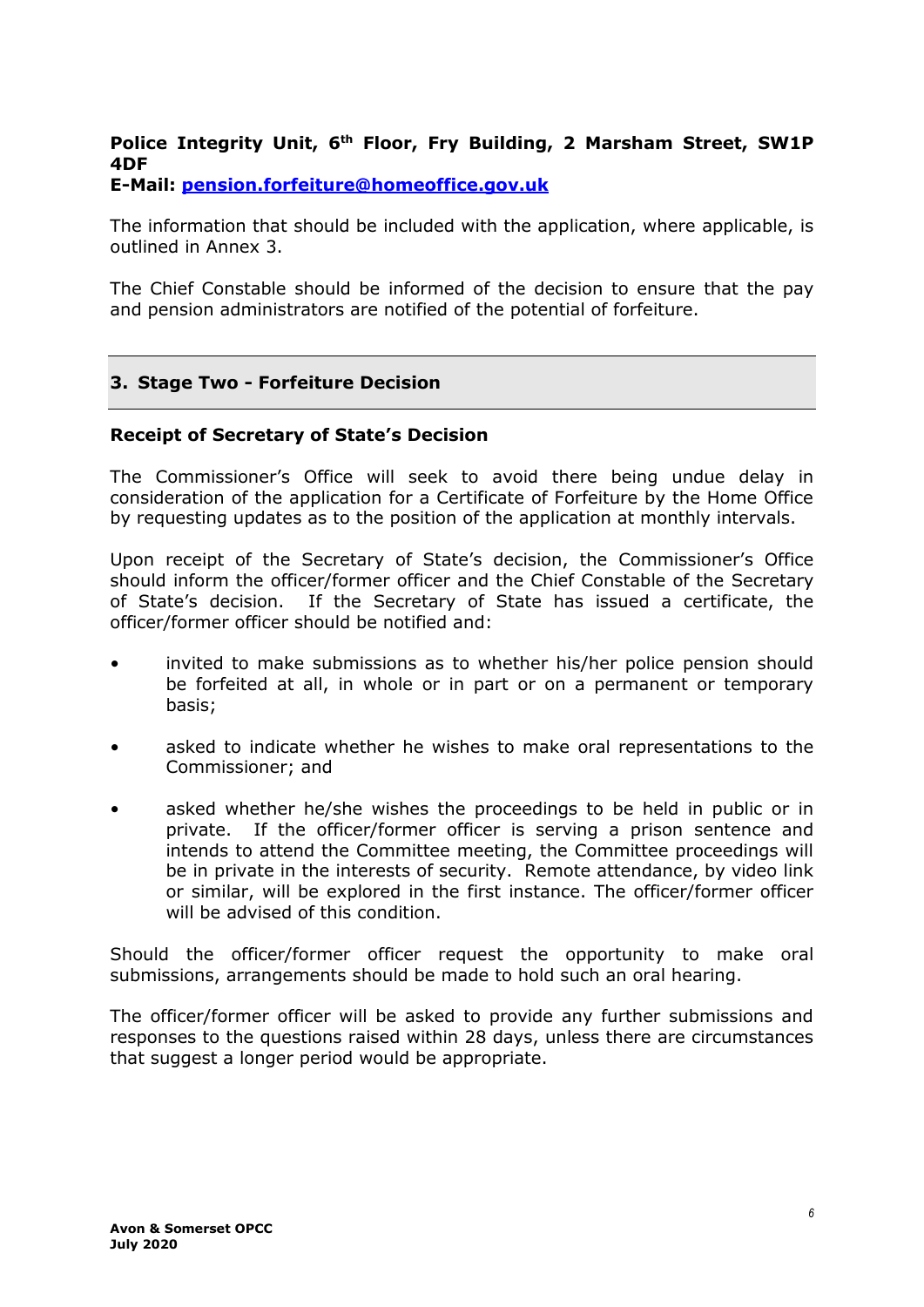**Police Integrity Unit, 6th Floor, Fry Building, 2 Marsham Street, SW1P 4DF**
**E-Mail: [pension.forfeiture@homeoffice.gov.uk](mailto:pension.forfeiture@homeoffice.gov.uk)**

The information that should be included with the application, where applicable, is outlined in Annex 3.

The Chief Constable should be informed of the decision to ensure that the pay and pension administrators are notified of the potential of forfeiture.

## 3. Stage Two - Forfeiture Decision

### Receipt of Secretary of State's Decision

The Commissioner's Office will seek to avoid there being undue delay in consideration of the application for a Certificate of Forfeiture by the Home Office by requesting updates as to the position of the application at monthly intervals.

Upon receipt of the Secretary of State's decision, the Commissioner's Office should inform the officer/former officer and the Chief Constable of the Secretary of State's decision. If the Secretary of State has issued a certificate, the officer/former officer should be notified and:

- invited to make submissions as to whether his/her police pension should be forfeited at all, in whole or in part or on a permanent or temporary basis;
- asked to indicate whether he wishes to make oral representations to the Commissioner; and
- asked whether he/she wishes the proceedings to be held in public or in private. If the officer/former officer is serving a prison sentence and intends to attend the Committee meeting, the Committee proceedings will be in private in the interests of security. Remote attendance, by video link or similar, will be explored in the first instance. The officer/former officer will be advised of this condition.

Should the officer/former officer request the opportunity to make oral submissions, arrangements should be made to hold such an oral hearing.

The officer/former officer will be asked to provide any further submissions and responses to the questions raised within 28 days, unless there are circumstances that suggest a longer period would be appropriate.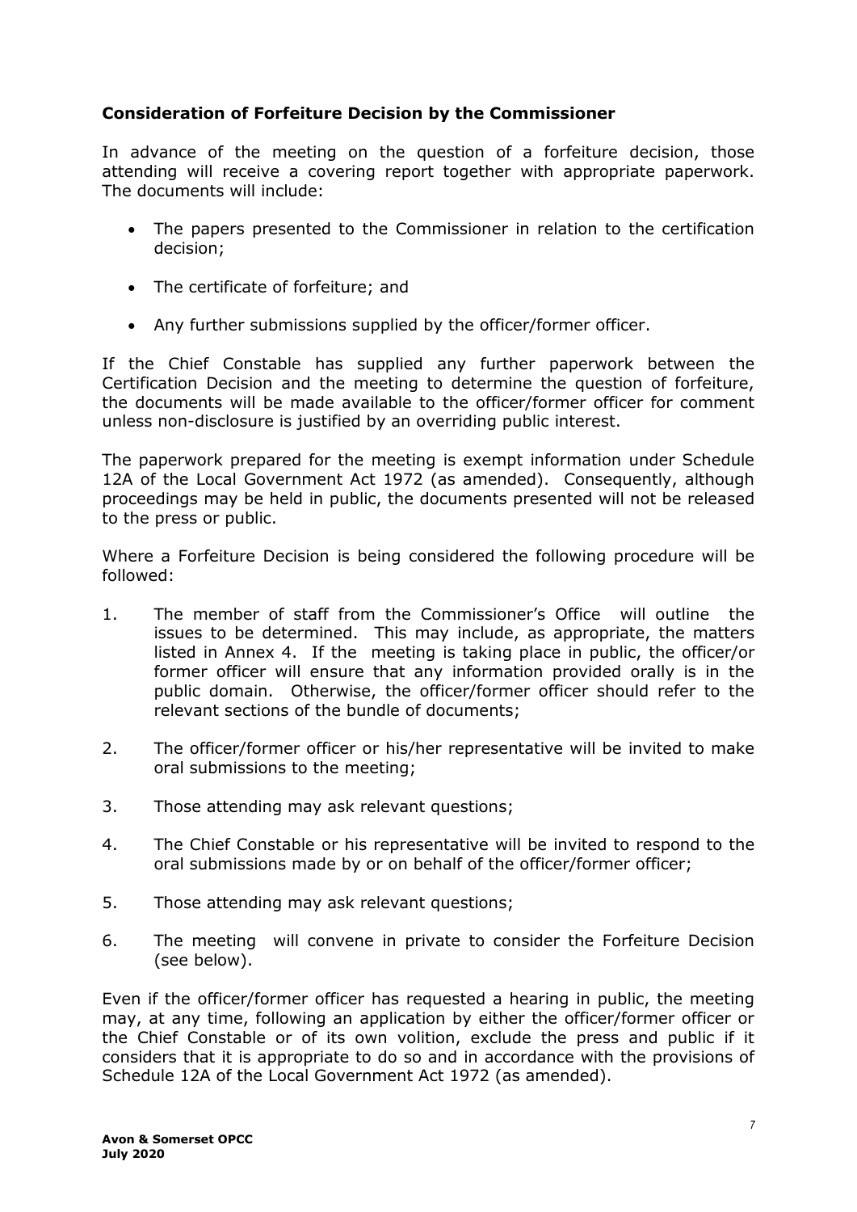**Consideration of Forfeiture Decision by the Commissioner**

In advance of the meeting on the question of a forfeiture decision, those attending will receive a covering report together with appropriate paperwork. The documents will include:

- The papers presented to the Commissioner in relation to the certification decision;
- The certificate of forfeiture; and
- Any further submissions supplied by the officer/former officer.

If the Chief Constable has supplied any further paperwork between the Certification Decision and the meeting to determine the question of forfeiture, the documents will be made available to the officer/former officer for comment unless non-disclosure is justified by an overriding public interest.

The paperwork prepared for the meeting is exempt information under Schedule 12A of the Local Government Act 1972 (as amended). Consequently, although proceedings may be held in public, the documents presented will not be released to the press or public.

Where a Forfeiture Decision is being considered the following procedure will be followed:

1. The member of staff from the Commissioner's Office will outline the issues to be determined. This may include, as appropriate, the matters listed in Annex 4. If the meeting is taking place in public, the officer/or former officer will ensure that any information provided orally is in the public domain. Otherwise, the officer/former officer should refer to the relevant sections of the bundle of documents;
2. The officer/former officer or his/her representative will be invited to make oral submissions to the meeting;
3. Those attending may ask relevant questions;
4. The Chief Constable or his representative will be invited to respond to the oral submissions made by or on behalf of the officer/former officer;
5. Those attending may ask relevant questions;
6. The meeting will convene in private to consider the Forfeiture Decision (see below).

Even if the officer/former officer has requested a hearing in public, the meeting may, at any time, following an application by either the officer/former officer or the Chief Constable or of its own volition, exclude the press and public if it considers that it is appropriate to do so and in accordance with the provisions of Schedule 12A of the Local Government Act 1972 (as amended).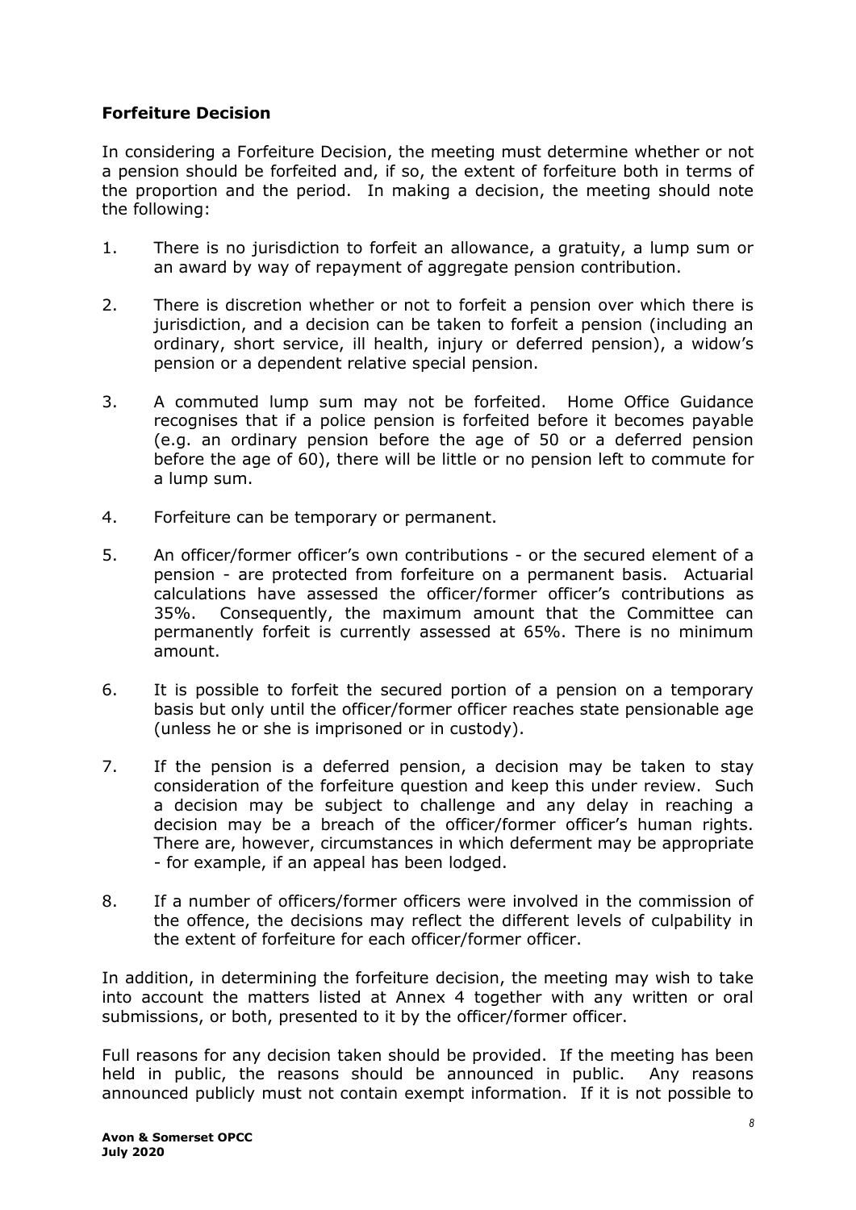**Forfeiture Decision**

In considering a Forfeiture Decision, the meeting must determine whether or not a pension should be forfeited and, if so, the extent of forfeiture both in terms of the proportion and the period. In making a decision, the meeting should note the following:

1. There is no jurisdiction to forfeit an allowance, a gratuity, a lump sum or an award by way of repayment of aggregate pension contribution.

2. There is discretion whether or not to forfeit a pension over which there is jurisdiction, and a decision can be taken to forfeit a pension (including an ordinary, short service, ill health, injury or deferred pension), a widow's pension or a dependent relative special pension.

3. A commuted lump sum may not be forfeited. Home Office Guidance recognises that if a police pension is forfeited before it becomes payable (e.g. an ordinary pension before the age of 50 or a deferred pension before the age of 60), there will be little or no pension left to commute for a lump sum.

4. Forfeiture can be temporary or permanent.

5. An officer/former officer's own contributions - or the secured element of a pension - are protected from forfeiture on a permanent basis. Actuarial calculations have assessed the officer/former officer's contributions as 35%. Consequently, the maximum amount that the Committee can permanently forfeit is currently assessed at 65%. There is no minimum amount.

6. It is possible to forfeit the secured portion of a pension on a temporary basis but only until the officer/former officer reaches state pensionable age (unless he or she is imprisoned or in custody).

7. If the pension is a deferred pension, a decision may be taken to stay consideration of the forfeiture question and keep this under review. Such a decision may be subject to challenge and any delay in reaching a decision may be a breach of the officer/former officer's human rights. There are, however, circumstances in which deferment may be appropriate - for example, if an appeal has been lodged.

8. If a number of officers/former officers were involved in the commission of the offence, the decisions may reflect the different levels of culpability in the extent of forfeiture for each officer/former officer.

In addition, in determining the forfeiture decision, the meeting may wish to take into account the matters listed at Annex 4 together with any written or oral submissions, or both, presented to it by the officer/former officer.

Full reasons for any decision taken should be provided. If the meeting has been held in public, the reasons should be announced in public. Any reasons announced publicly must not contain exempt information. If it is not possible to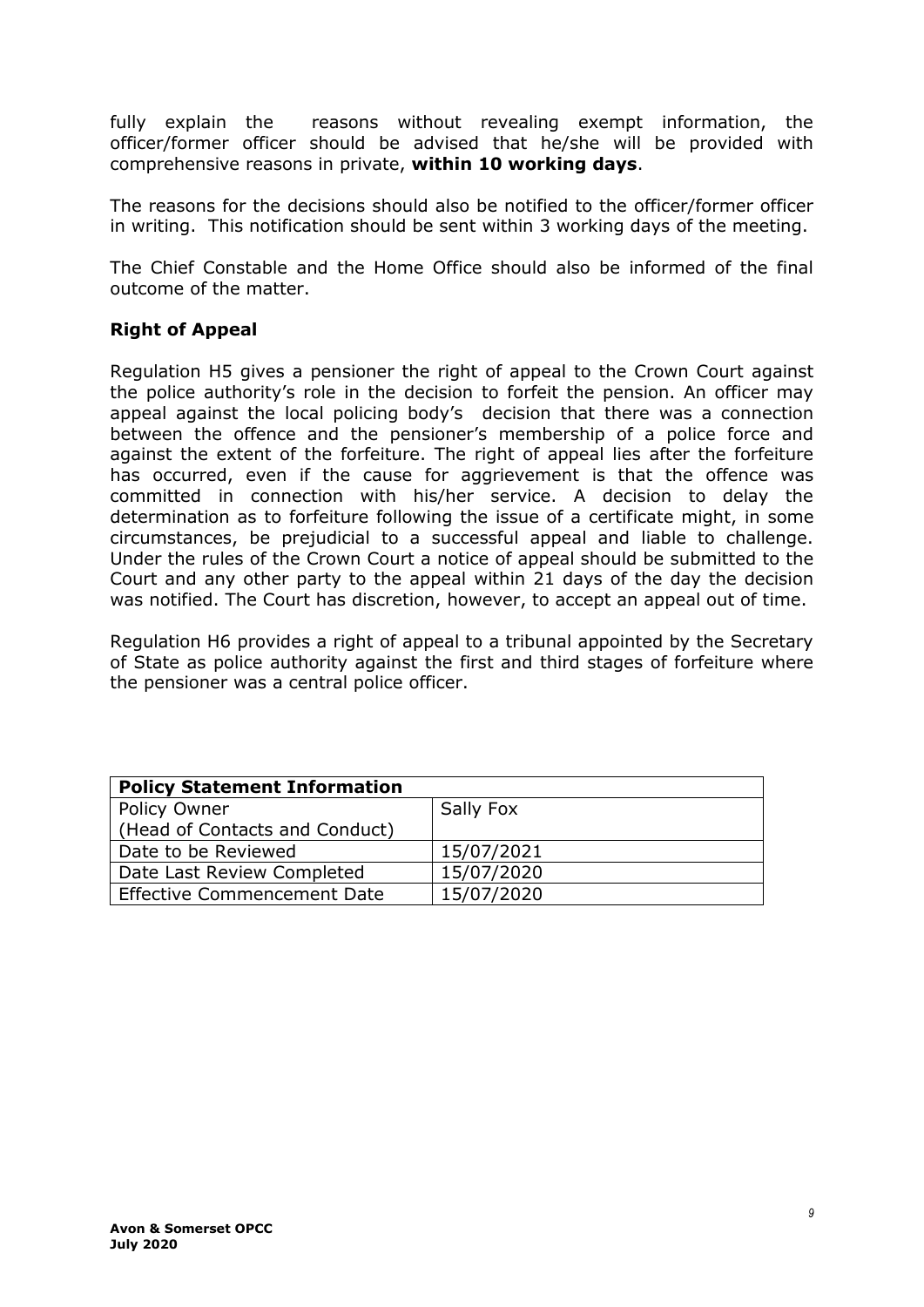fully explain the reasons without revealing exempt information, the officer/former officer should be advised that he/she will be provided with comprehensive reasons in private, **within 10 working days**.

The reasons for the decisions should also be notified to the officer/former officer in writing. This notification should be sent within 3 working days of the meeting.

The Chief Constable and the Home Office should also be informed of the final outcome of the matter.

### Right of Appeal

Regulation H5 gives a pensioner the right of appeal to the Crown Court against the police authority's role in the decision to forfeit the pension. An officer may appeal against the local policing body's decision that there was a connection between the offence and the pensioner's membership of a police force and against the extent of the forfeiture. The right of appeal lies after the forfeiture has occurred, even if the cause for aggrievement is that the offence was committed in connection with his/her service. A decision to delay the determination as to forfeiture following the issue of a certificate might, in some circumstances, be prejudicial to a successful appeal and liable to challenge. Under the rules of the Crown Court a notice of appeal should be submitted to the Court and any other party to the appeal within 21 days of the day the decision was notified. The Court has discretion, however, to accept an appeal out of time.

Regulation H6 provides a right of appeal to a tribunal appointed by the Secretary of State as police authority against the first and third stages of forfeiture where the pensioner was a central police officer.

| **Policy Statement Information** | |
|---|---|
| Policy Owner (Head of Contacts and Conduct) | Sally Fox |
| Date to be Reviewed | 15/07/2021 |
| Date Last Review Completed | 15/07/2020 |
| Effective Commencement Date | 15/07/2020 |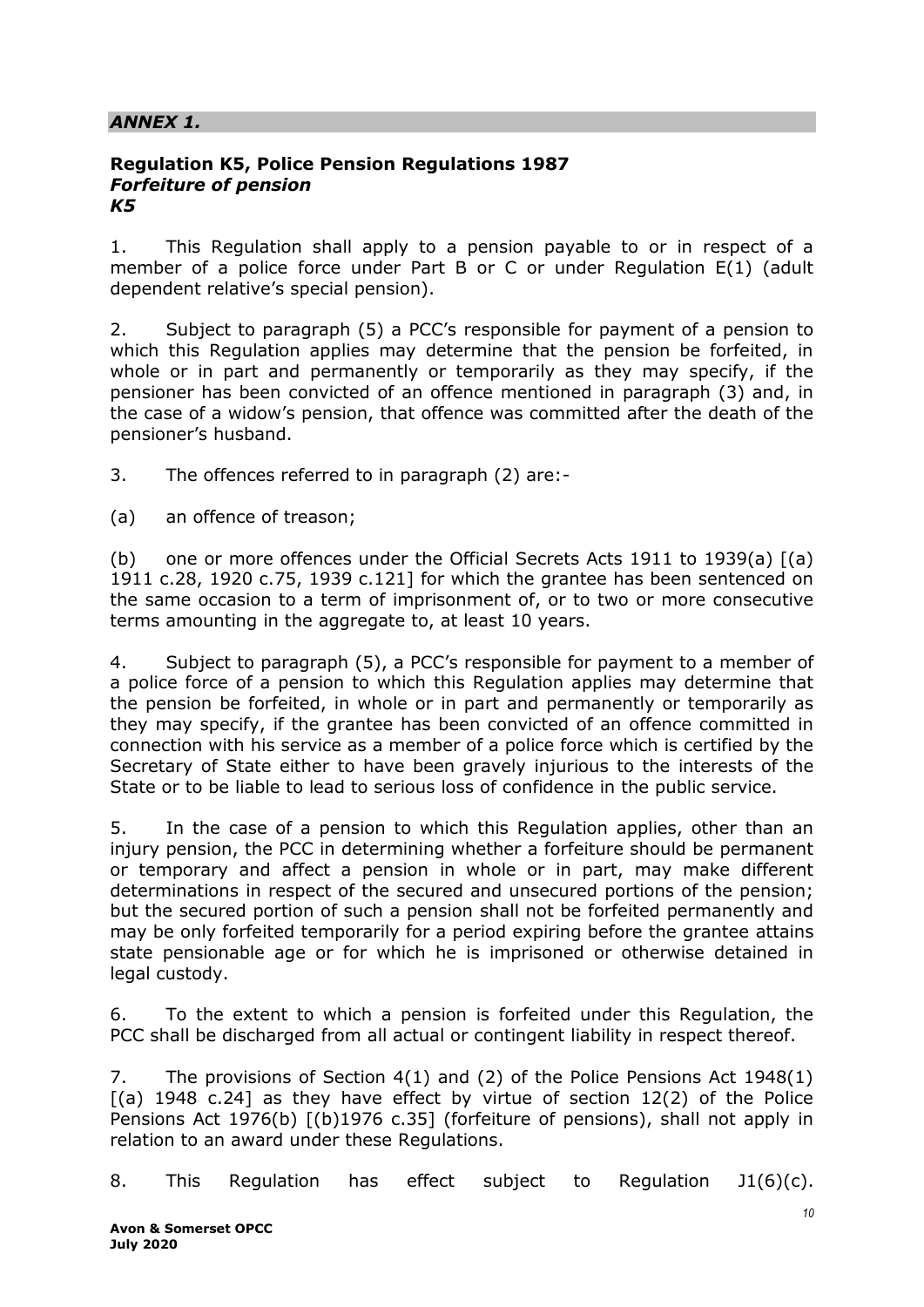## *ANNEX 1.*

**Regulation K5, Police Pension Regulations 1987**
***Forfeiture of pension***
***K5***

1. This Regulation shall apply to a pension payable to or in respect of a member of a police force under Part B or C or under Regulation E(1) (adult dependent relative's special pension).

2. Subject to paragraph (5) a PCC's responsible for payment of a pension to which this Regulation applies may determine that the pension be forfeited, in whole or in part and permanently or temporarily as they may specify, if the pensioner has been convicted of an offence mentioned in paragraph (3) and, in the case of a widow's pension, that offence was committed after the death of the pensioner's husband.

3. The offences referred to in paragraph (2) are:-

(a) an offence of treason;

(b) one or more offences under the Official Secrets Acts 1911 to 1939(a) [(a) 1911 c.28, 1920 c.75, 1939 c.121] for which the grantee has been sentenced on the same occasion to a term of imprisonment of, or to two or more consecutive terms amounting in the aggregate to, at least 10 years.

4. Subject to paragraph (5), a PCC's responsible for payment to a member of a police force of a pension to which this Regulation applies may determine that the pension be forfeited, in whole or in part and permanently or temporarily as they may specify, if the grantee has been convicted of an offence committed in connection with his service as a member of a police force which is certified by the Secretary of State either to have been gravely injurious to the interests of the State or to be liable to lead to serious loss of confidence in the public service.

5. In the case of a pension to which this Regulation applies, other than an injury pension, the PCC in determining whether a forfeiture should be permanent or temporary and affect a pension in whole or in part, may make different determinations in respect of the secured and unsecured portions of the pension; but the secured portion of such a pension shall not be forfeited permanently and may be only forfeited temporarily for a period expiring before the grantee attains state pensionable age or for which he is imprisoned or otherwise detained in legal custody.

6. To the extent to which a pension is forfeited under this Regulation, the PCC shall be discharged from all actual or contingent liability in respect thereof.

7. The provisions of Section 4(1) and (2) of the Police Pensions Act 1948(1) [(a) 1948 c.24] as they have effect by virtue of section 12(2) of the Police Pensions Act 1976(b) [(b)1976 c.35] (forfeiture of pensions), shall not apply in relation to an award under these Regulations.

8. This Regulation has effect subject to Regulation J1(6)(c).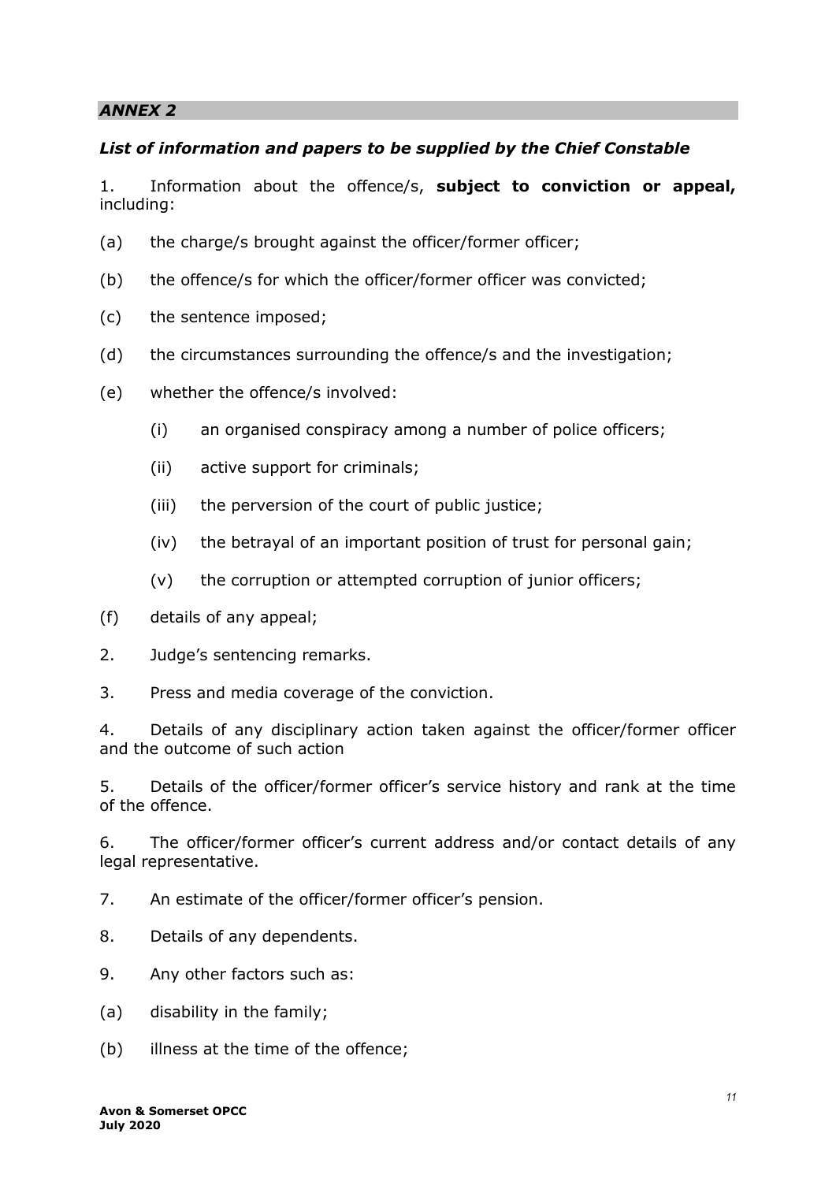## *ANNEX 2*

### *List of information and papers to be supplied by the Chief Constable*

1. Information about the offence/s, **subject to conviction or appeal,** including:

(a) the charge/s brought against the officer/former officer;

(b) the offence/s for which the officer/former officer was convicted;

(c) the sentence imposed;

(d) the circumstances surrounding the offence/s and the investigation;

(e) whether the offence/s involved:

  (i) an organised conspiracy among a number of police officers;

  (ii) active support for criminals;

  (iii) the perversion of the court of public justice;

  (iv) the betrayal of an important position of trust for personal gain;

  (v) the corruption or attempted corruption of junior officers;

(f) details of any appeal;

2. Judge's sentencing remarks.

3. Press and media coverage of the conviction.

4. Details of any disciplinary action taken against the officer/former officer and the outcome of such action

5. Details of the officer/former officer's service history and rank at the time of the offence.

6. The officer/former officer's current address and/or contact details of any legal representative.

7. An estimate of the officer/former officer's pension.

8. Details of any dependents.

9. Any other factors such as:

(a) disability in the family;

(b) illness at the time of the offence;

**Avon & Somerset OPCC**
**July 2020**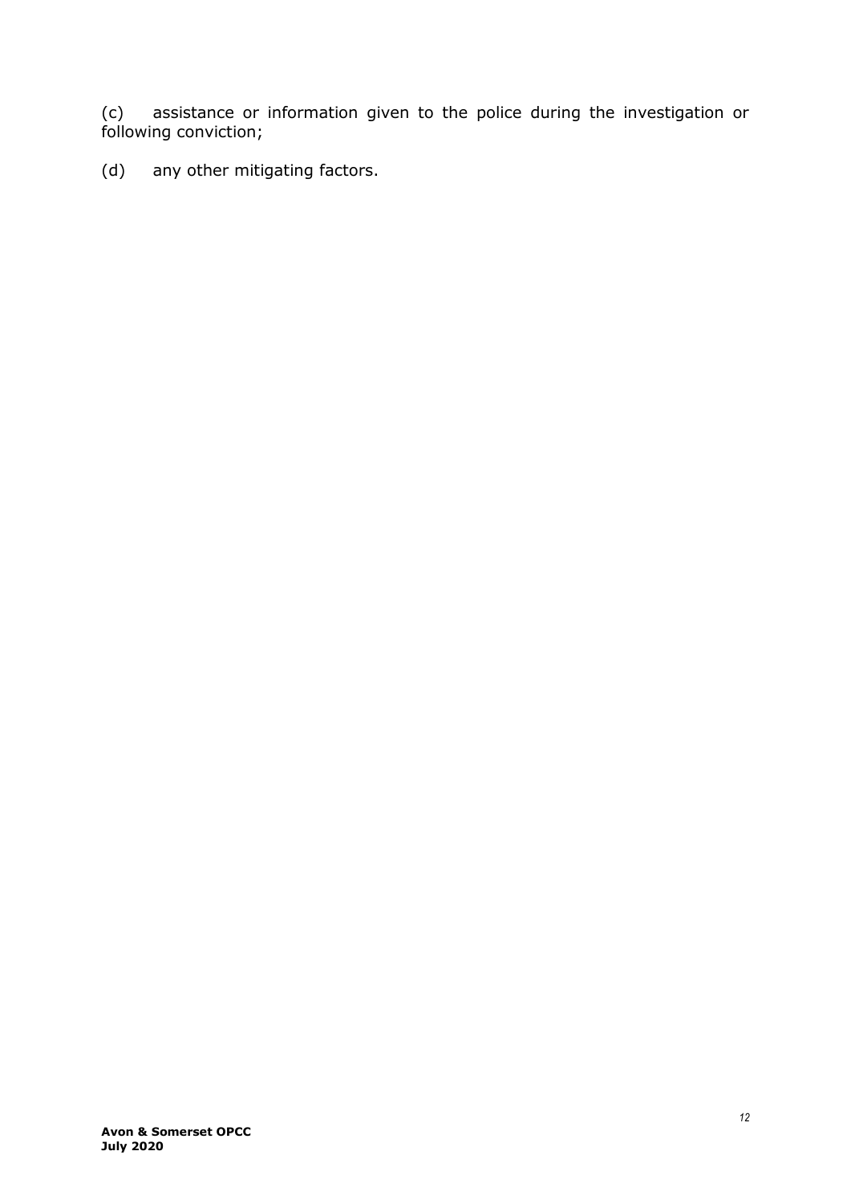(c) assistance or information given to the police during the investigation or following conviction;

(d) any other mitigating factors.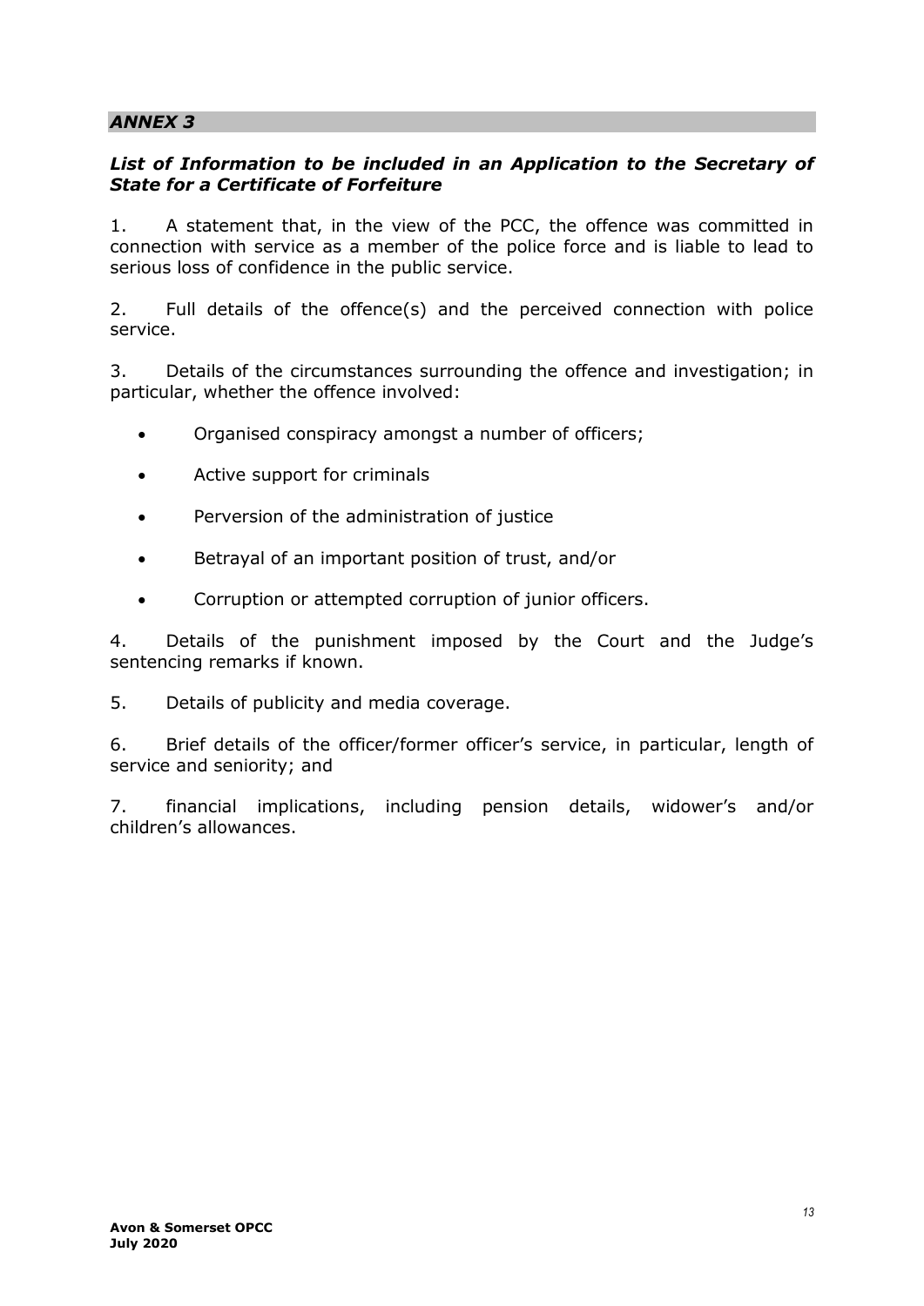## *ANNEX 3*

### ***List of Information to be included in an Application to the Secretary of State for a Certificate of Forfeiture***

1. A statement that, in the view of the PCC, the offence was committed in connection with service as a member of the police force and is liable to lead to serious loss of confidence in the public service.

2. Full details of the offence(s) and the perceived connection with police service.

3. Details of the circumstances surrounding the offence and investigation; in particular, whether the offence involved:

- Organised conspiracy amongst a number of officers;
- Active support for criminals
- Perversion of the administration of justice
- Betrayal of an important position of trust, and/or
- Corruption or attempted corruption of junior officers.

4. Details of the punishment imposed by the Court and the Judge's sentencing remarks if known.

5. Details of publicity and media coverage.

6. Brief details of the officer/former officer's service, in particular, length of service and seniority; and

7. financial implications, including pension details, widower's and/or children's allowances.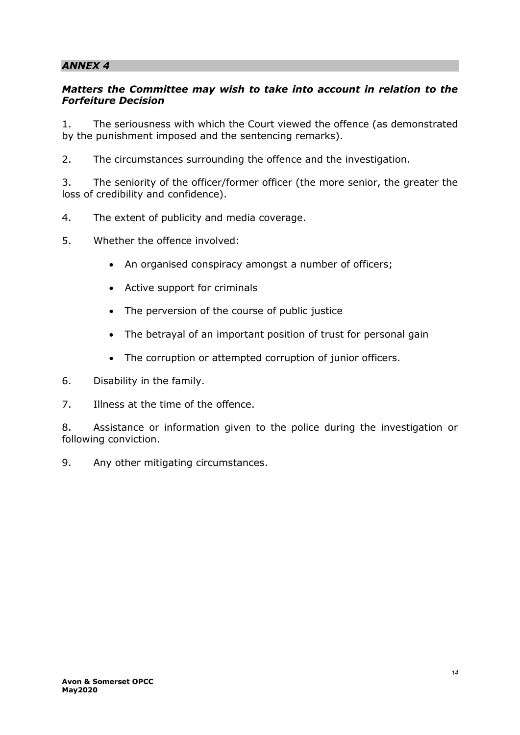## *ANNEX 4*

### *Matters the Committee may wish to take into account in relation to the Forfeiture Decision*

1. The seriousness with which the Court viewed the offence (as demonstrated by the punishment imposed and the sentencing remarks).

2. The circumstances surrounding the offence and the investigation.

3. The seniority of the officer/former officer (the more senior, the greater the loss of credibility and confidence).

4. The extent of publicity and media coverage.

5. Whether the offence involved:

   - An organised conspiracy amongst a number of officers;
   - Active support for criminals
   - The perversion of the course of public justice
   - The betrayal of an important position of trust for personal gain
   - The corruption or attempted corruption of junior officers.

6. Disability in the family.

7. Illness at the time of the offence.

8. Assistance or information given to the police during the investigation or following conviction.

9. Any other mitigating circumstances.

**Avon & Somerset OPCC**
**May2020**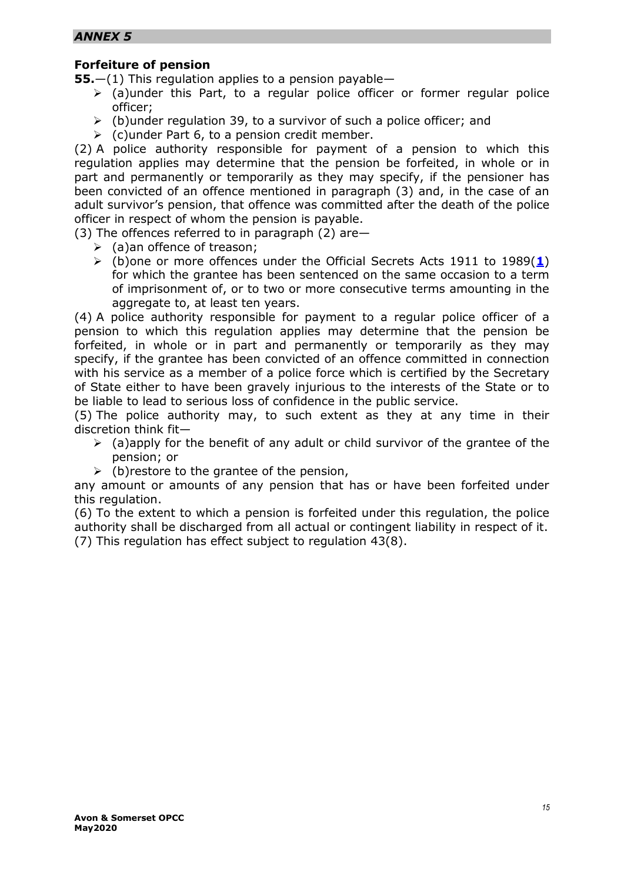*ANNEX 5*

**Forfeiture of pension**

**55.**—(1) This regulation applies to a pension payable—

- (a)under this Part, to a regular police officer or former regular police officer;
- (b)under regulation 39, to a survivor of such a police officer; and
- (c)under Part 6, to a pension credit member.

(2) A police authority responsible for payment of a pension to which this regulation applies may determine that the pension be forfeited, in whole or in part and permanently or temporarily as they may specify, if the pensioner has been convicted of an offence mentioned in paragraph (3) and, in the case of an adult survivor's pension, that offence was committed after the death of the police officer in respect of whom the pension is payable.

(3) The offences referred to in paragraph (2) are—

- (a)an offence of treason;
- (b)one or more offences under the Official Secrets Acts 1911 to 1989([1]) for which the grantee has been sentenced on the same occasion to a term of imprisonment of, or to two or more consecutive terms amounting in the aggregate to, at least ten years.

(4) A police authority responsible for payment to a regular police officer of a pension to which this regulation applies may determine that the pension be forfeited, in whole or in part and permanently or temporarily as they may specify, if the grantee has been convicted of an offence committed in connection with his service as a member of a police force which is certified by the Secretary of State either to have been gravely injurious to the interests of the State or to be liable to lead to serious loss of confidence in the public service.

(5) The police authority may, to such extent as they at any time in their discretion think fit—

- (a)apply for the benefit of any adult or child survivor of the grantee of the pension; or
- (b)restore to the grantee of the pension,

any amount or amounts of any pension that has or have been forfeited under this regulation.

(6) To the extent to which a pension is forfeited under this regulation, the police authority shall be discharged from all actual or contingent liability in respect of it.

(7) This regulation has effect subject to regulation 43(8).

**Avon & Somerset OPCC**
**May2020**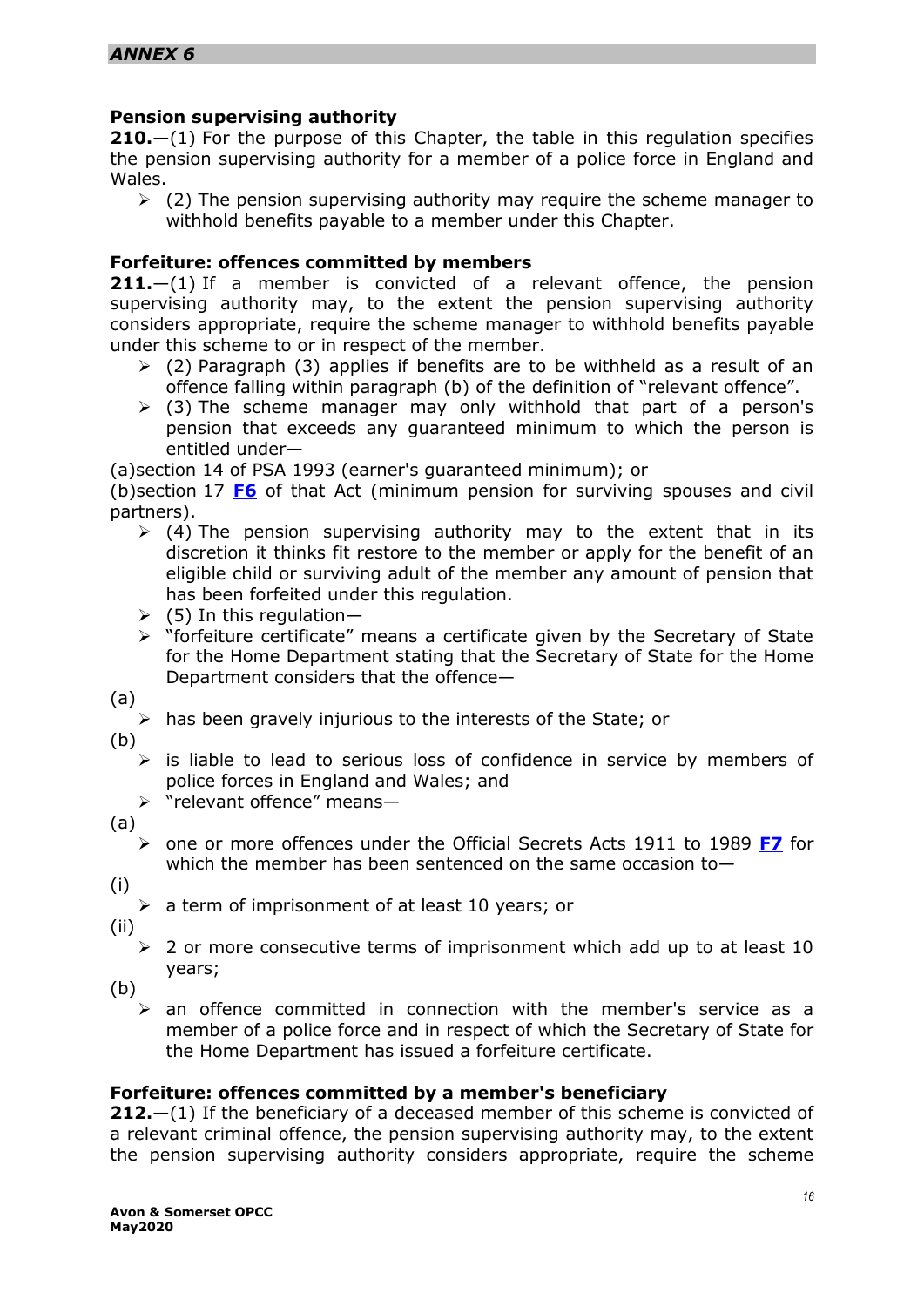*ANNEX 6*

**Pension supervising authority**

**210.**—(1) For the purpose of this Chapter, the table in this regulation specifies the pension supervising authority for a member of a police force in England and Wales.

- (2) The pension supervising authority may require the scheme manager to withhold benefits payable to a member under this Chapter.

**Forfeiture: offences committed by members**

**211.**—(1) If a member is convicted of a relevant offence, the pension supervising authority may, to the extent the pension supervising authority considers appropriate, require the scheme manager to withhold benefits payable under this scheme to or in respect of the member.

- (2) Paragraph (3) applies if benefits are to be withheld as a result of an offence falling within paragraph (b) of the definition of "relevant offence".
- (3) The scheme manager may only withhold that part of a person's pension that exceeds any guaranteed minimum to which the person is entitled under—

(a)section 14 of PSA 1993 (earner's guaranteed minimum); or

(b)section 17 **F6** of that Act (minimum pension for surviving spouses and civil partners).

- (4) The pension supervising authority may to the extent that in its discretion it thinks fit restore to the member or apply for the benefit of an eligible child or surviving adult of the member any amount of pension that has been forfeited under this regulation.
- (5) In this regulation—
- "forfeiture certificate" means a certificate given by the Secretary of State for the Home Department stating that the Secretary of State for the Home Department considers that the offence—

(a)

- has been gravely injurious to the interests of the State; or

(b)

- is liable to lead to serious loss of confidence in service by members of police forces in England and Wales; and
- "relevant offence" means—

(a)

- one or more offences under the Official Secrets Acts 1911 to 1989 **F7** for which the member has been sentenced on the same occasion to—

(i)

- a term of imprisonment of at least 10 years; or

(ii)

- 2 or more consecutive terms of imprisonment which add up to at least 10 years;

(b)

- an offence committed in connection with the member's service as a member of a police force and in respect of which the Secretary of State for the Home Department has issued a forfeiture certificate.

**Forfeiture: offences committed by a member's beneficiary**

**212.**—(1) If the beneficiary of a deceased member of this scheme is convicted of a relevant criminal offence, the pension supervising authority may, to the extent the pension supervising authority considers appropriate, require the scheme

**Avon & Somerset OPCC**
**May2020**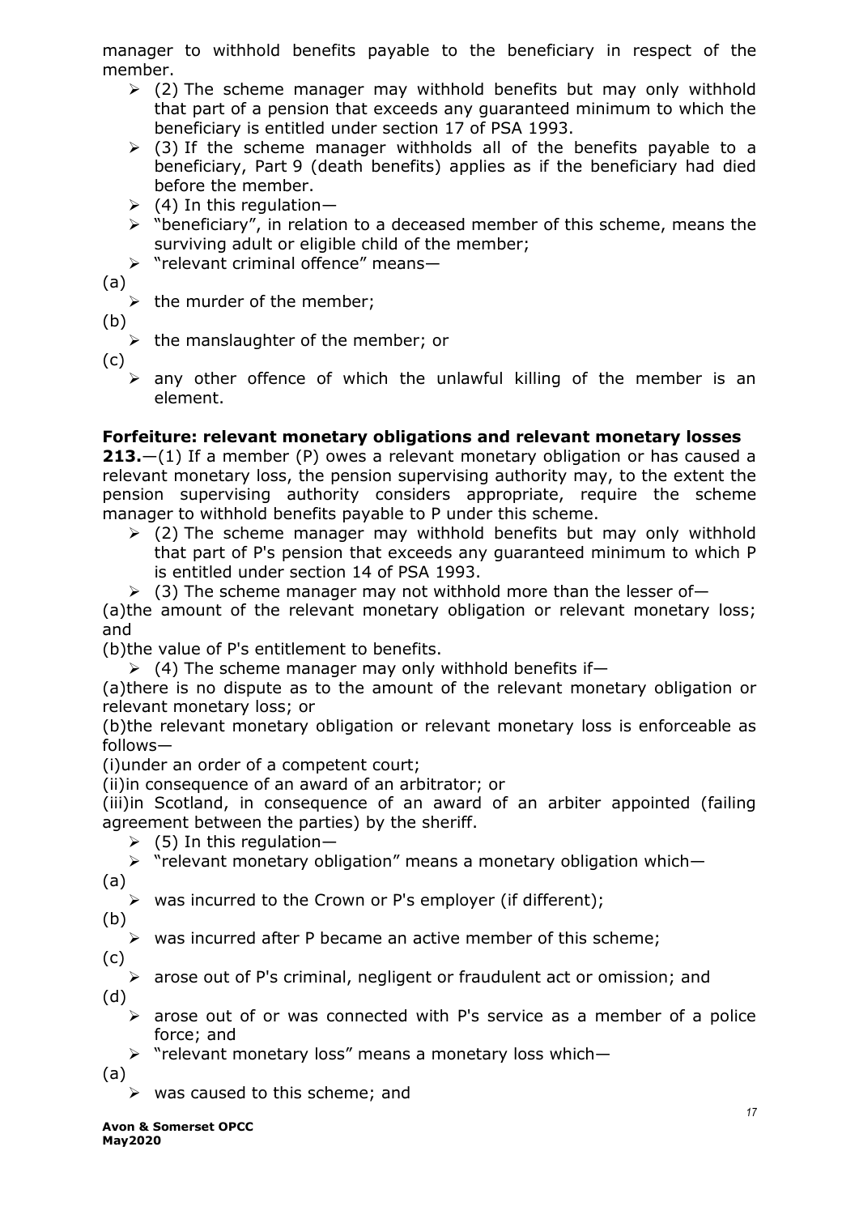manager to withhold benefits payable to the beneficiary in respect of the member.

- (2) The scheme manager may withhold benefits but may only withhold that part of a pension that exceeds any guaranteed minimum to which the beneficiary is entitled under section 17 of PSA 1993.
- (3) If the scheme manager withholds all of the benefits payable to a beneficiary, Part 9 (death benefits) applies as if the beneficiary had died before the member.
- (4) In this regulation—
- "beneficiary", in relation to a deceased member of this scheme, means the surviving adult or eligible child of the member;
- "relevant criminal offence" means—

(a)

- the murder of the member;

(b)

- the manslaughter of the member; or

(c)

- any other offence of which the unlawful killing of the member is an element.

**Forfeiture: relevant monetary obligations and relevant monetary losses**

**213.**—(1) If a member (P) owes a relevant monetary obligation or has caused a relevant monetary loss, the pension supervising authority may, to the extent the pension supervising authority considers appropriate, require the scheme manager to withhold benefits payable to P under this scheme.

- (2) The scheme manager may withhold benefits but may only withhold that part of P's pension that exceeds any guaranteed minimum to which P is entitled under section 14 of PSA 1993.
- (3) The scheme manager may not withhold more than the lesser of—

(a)the amount of the relevant monetary obligation or relevant monetary loss; and

(b)the value of P's entitlement to benefits.

- (4) The scheme manager may only withhold benefits if—

(a)there is no dispute as to the amount of the relevant monetary obligation or relevant monetary loss; or

(b)the relevant monetary obligation or relevant monetary loss is enforceable as follows—

(i)under an order of a competent court;

(ii)in consequence of an award of an arbitrator; or

(iii)in Scotland, in consequence of an award of an arbiter appointed (failing agreement between the parties) by the sheriff.

- (5) In this regulation—
- "relevant monetary obligation" means a monetary obligation which—

(a)

- was incurred to the Crown or P's employer (if different);

(b)

- was incurred after P became an active member of this scheme;

(c)

- arose out of P's criminal, negligent or fraudulent act or omission; and

(d)

- arose out of or was connected with P's service as a member of a police force; and
- "relevant monetary loss" means a monetary loss which—

(a)

- was caused to this scheme; and

**Avon & Somerset OPCC**
**May2020**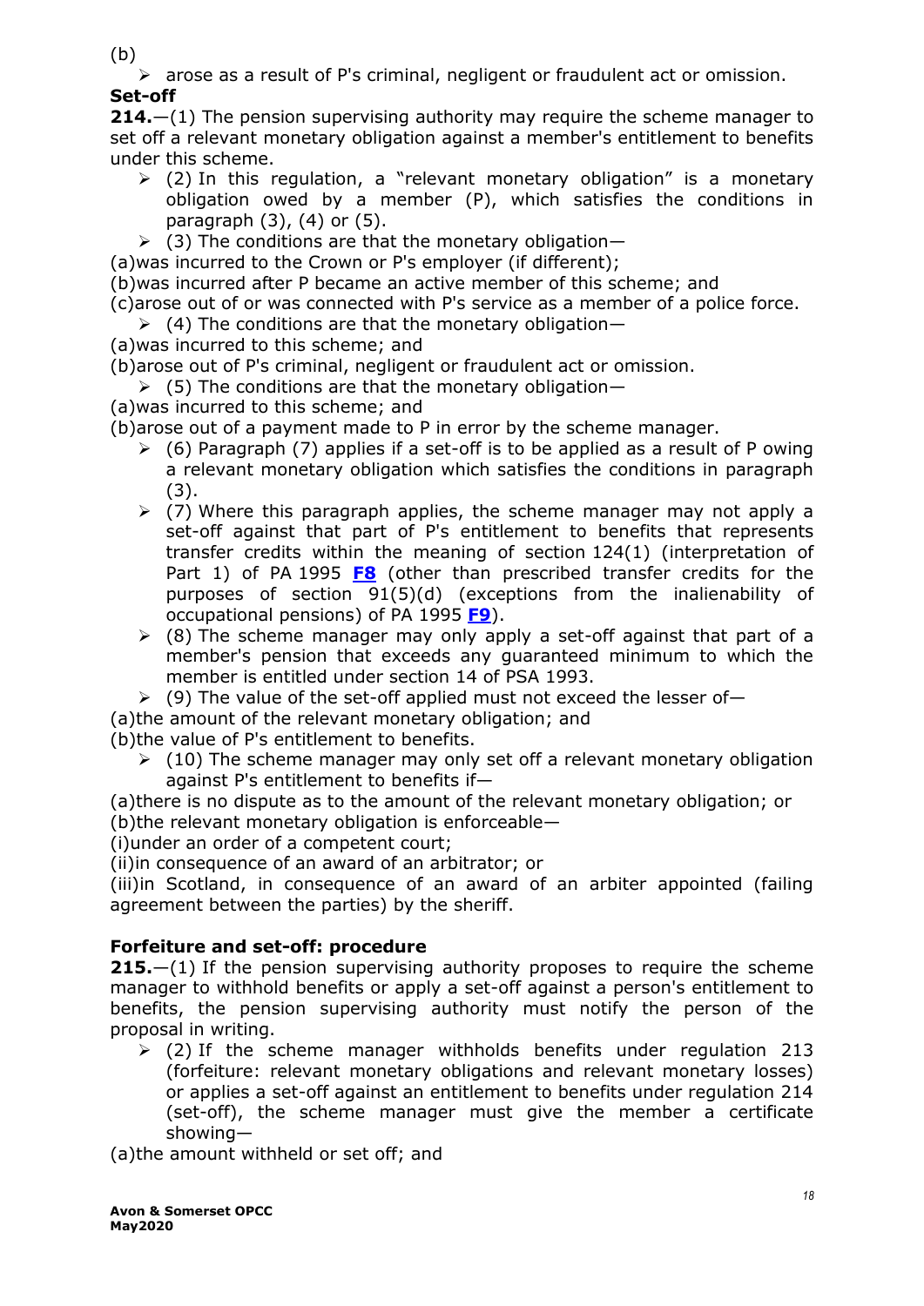(b)

- arose as a result of P's criminal, negligent or fraudulent act or omission.

**Set-off**

**214.**—(1) The pension supervising authority may require the scheme manager to set off a relevant monetary obligation against a member's entitlement to benefits under this scheme.

- (2) In this regulation, a "relevant monetary obligation" is a monetary obligation owed by a member (P), which satisfies the conditions in paragraph (3), (4) or (5).
- (3) The conditions are that the monetary obligation—

(a)was incurred to the Crown or P's employer (if different);

(b)was incurred after P became an active member of this scheme; and

(c)arose out of or was connected with P's service as a member of a police force.

- (4) The conditions are that the monetary obligation—

(a)was incurred to this scheme; and

(b)arose out of P's criminal, negligent or fraudulent act or omission.

- (5) The conditions are that the monetary obligation—

(a)was incurred to this scheme; and

(b)arose out of a payment made to P in error by the scheme manager.

- (6) Paragraph (7) applies if a set-off is to be applied as a result of P owing a relevant monetary obligation which satisfies the conditions in paragraph (3).
- (7) Where this paragraph applies, the scheme manager may not apply a set-off against that part of P's entitlement to benefits that represents transfer credits within the meaning of section 124(1) (interpretation of Part 1) of PA 1995 **F8** (other than prescribed transfer credits for the purposes of section 91(5)(d) (exceptions from the inalienability of occupational pensions) of PA 1995 **F9**).
- (8) The scheme manager may only apply a set-off against that part of a member's pension that exceeds any guaranteed minimum to which the member is entitled under section 14 of PSA 1993.
- (9) The value of the set-off applied must not exceed the lesser of—

(a)the amount of the relevant monetary obligation; and

(b)the value of P's entitlement to benefits.

- (10) The scheme manager may only set off a relevant monetary obligation against P's entitlement to benefits if—

(a)there is no dispute as to the amount of the relevant monetary obligation; or

(b)the relevant monetary obligation is enforceable—

(i)under an order of a competent court;

(ii)in consequence of an award of an arbitrator; or

(iii)in Scotland, in consequence of an award of an arbiter appointed (failing agreement between the parties) by the sheriff.

**Forfeiture and set-off: procedure**

**215.**—(1) If the pension supervising authority proposes to require the scheme manager to withhold benefits or apply a set-off against a person's entitlement to benefits, the pension supervising authority must notify the person of the proposal in writing.

- (2) If the scheme manager withholds benefits under regulation 213 (forfeiture: relevant monetary obligations and relevant monetary losses) or applies a set-off against an entitlement to benefits under regulation 214 (set-off), the scheme manager must give the member a certificate showing—

(a)the amount withheld or set off; and

**Avon & Somerset OPCC**
**May2020**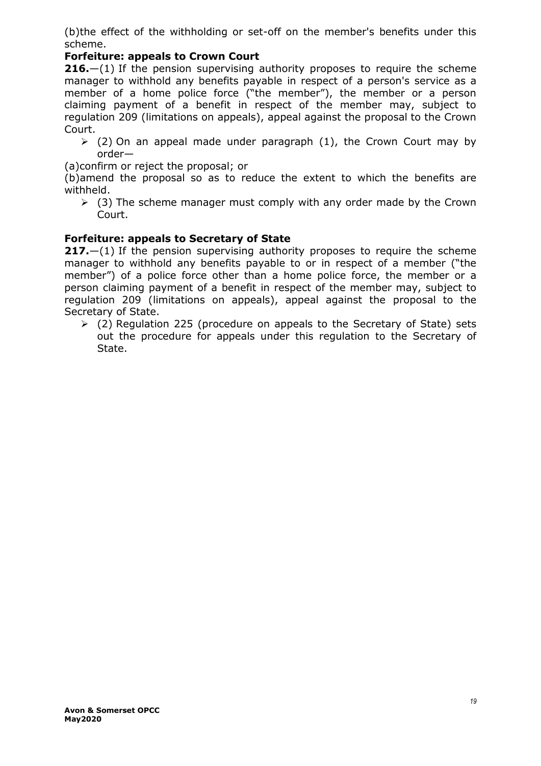(b)the effect of the withholding or set-off on the member's benefits under this scheme.

**Forfeiture: appeals to Crown Court**

**216.**—(1) If the pension supervising authority proposes to require the scheme manager to withhold any benefits payable in respect of a person's service as a member of a home police force ("the member"), the member or a person claiming payment of a benefit in respect of the member may, subject to regulation 209 (limitations on appeals), appeal against the proposal to the Crown Court.

- (2) On an appeal made under paragraph (1), the Crown Court may by order—

(a)confirm or reject the proposal; or

(b)amend the proposal so as to reduce the extent to which the benefits are withheld.

- (3) The scheme manager must comply with any order made by the Crown Court.

**Forfeiture: appeals to Secretary of State**

**217.**—(1) If the pension supervising authority proposes to require the scheme manager to withhold any benefits payable to or in respect of a member ("the member") of a police force other than a home police force, the member or a person claiming payment of a benefit in respect of the member may, subject to regulation 209 (limitations on appeals), appeal against the proposal to the Secretary of State.

- (2) Regulation 225 (procedure on appeals to the Secretary of State) sets out the procedure for appeals under this regulation to the Secretary of State.